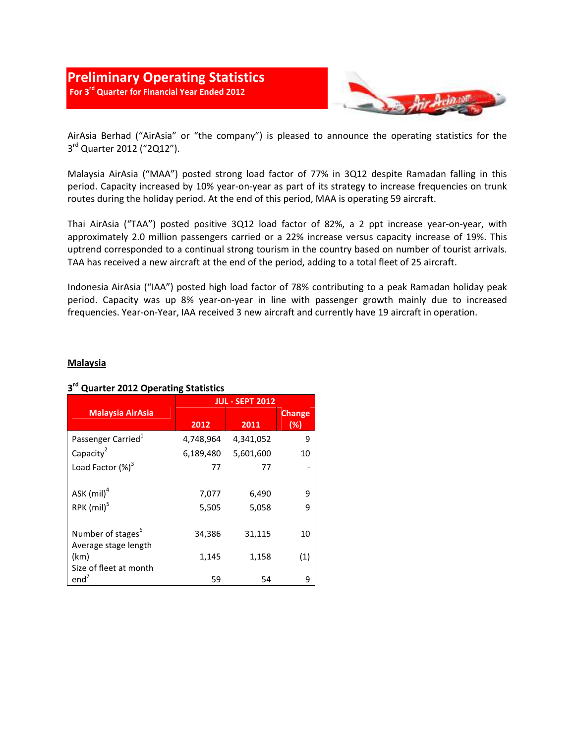# Preliminary Operating Statistics

**For 3rd Quarter for Financial Year Ended 2012**

AirAsia Berhad ("AirAsia" or "the company") is pleased to announce the operating statistics for the 3rd Quarter 2012 ("2Q12").

Malaysia AirAsia ("MAA") posted strong load factor of 77% in 3Q12 despite Ramadan falling in this period. Capacity increased by 10% year-on-year as part of its strategy to increase frequencies on trunk routes during the holiday period. At the end of this period, MAA is operating 59 aircraft.

Thai AirAsia ("TAA") posted positive 3Q12 load factor of 82%, a 2 ppt increase year-on-year, with approximately 2.0 million passengers carried or a 22% increase versus capacity increase of 19%. This uptrend corresponded to a continual strong tourism in the country based on number of tourist arrivals. TAA has received a new aircraft at the end of the period, adding to a total fleet of 25 aircraft.

Indonesia AirAsia ("IAA") posted high load factor of 78% contributing to a peak Ramadan holiday peak period. Capacity was up 8% year-on-year in line with passenger growth mainly due to increased frequencies. Year-on-Year, IAA received 3 new aircraft and currently have 19 aircraft in operation.

## Malaysia

### 3rd Quarter 2012 Operating Statistics

| Malaysia AirAsia | JUL - SEPT 2012 | | |
|---|---|---|---|
| | 2012 | 2011 | Change (%) |
| Passenger Carried[1] | 4,748,964 | 4,341,052 | 9 |
| Capacity[2] | 6,189,480 | 5,601,600 | 10 |
| Load Factor (%)[3] | 77 | 77 | - |
| ASK (mil)[4] | 7,077 | 6,490 | 9 |
| RPK (mil)[5] | 5,505 | 5,058 | 9 |
| Number of stages[6] | 34,386 | 31,115 | 10 |
| Average stage length (km) | 1,145 | 1,158 | (1) |
| Size of fleet at month end[7] | 59 | 54 | 9 |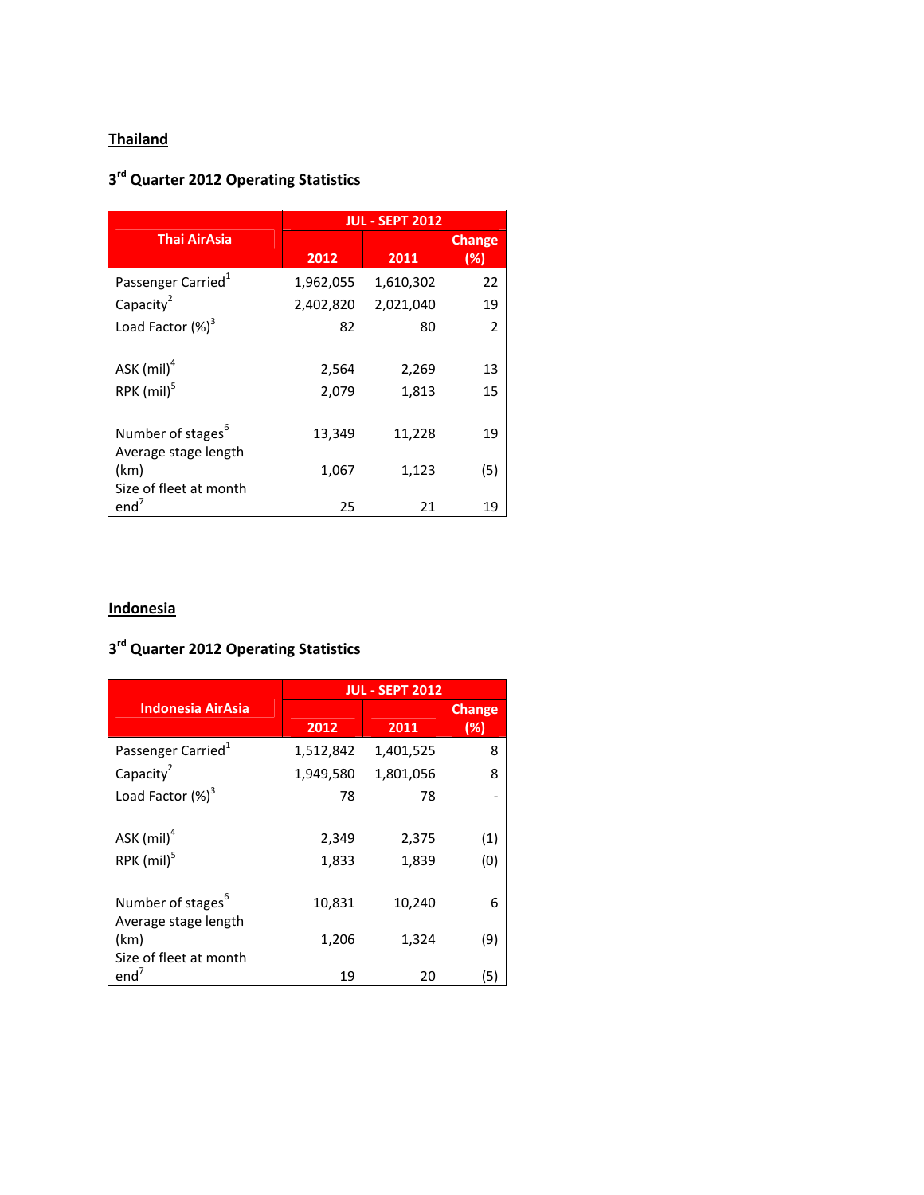## Thailand

### 3rd Quarter 2012 Operating Statistics

| Thai AirAsia | JUL - SEPT 2012 | | |
|---|---|---|---|
| | 2012 | 2011 | Change (%) |
| Passenger Carried[1] | 1,962,055 | 1,610,302 | 22 |
| Capacity[2] | 2,402,820 | 2,021,040 | 19 |
| Load Factor (%)[3] | 82 | 80 | 2 |
| ASK (mil)[4] | 2,564 | 2,269 | 13 |
| RPK (mil)[5] | 2,079 | 1,813 | 15 |
| Number of stages[6] | 13,349 | 11,228 | 19 |
| Average stage length (km) | 1,067 | 1,123 | (5) |
| Size of fleet at month end[7] | 25 | 21 | 19 |

## Indonesia

### 3rd Quarter 2012 Operating Statistics

| Indonesia AirAsia | JUL - SEPT 2012 | | |
|---|---|---|---|
| | 2012 | 2011 | Change (%) |
| Passenger Carried[1] | 1,512,842 | 1,401,525 | 8 |
| Capacity[2] | 1,949,580 | 1,801,056 | 8 |
| Load Factor (%)[3] | 78 | 78 | - |
| ASK (mil)[4] | 2,349 | 2,375 | (1) |
| RPK (mil)[5] | 1,833 | 1,839 | (0) |
| Number of stages[6] | 10,831 | 10,240 | 6 |
| Average stage length (km) | 1,206 | 1,324 | (9) |
| Size of fleet at month end[7] | 19 | 20 | (5) |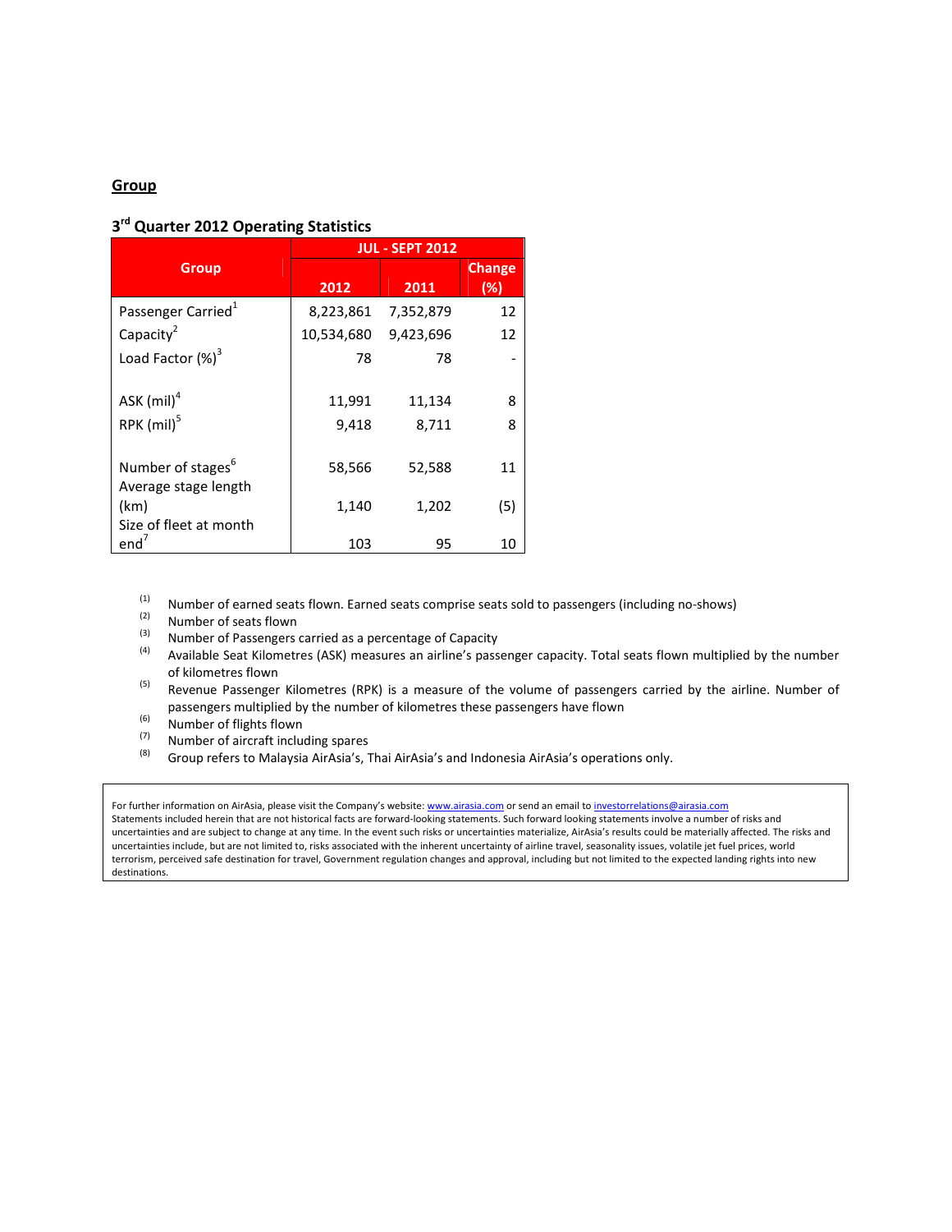## Group

### 3rd Quarter 2012 Operating Statistics

| Group | JUL - SEPT 2012 | | |
|---|---|---|---|
| | 2012 | 2011 | Change (%) |
| Passenger Carried[1] | 8,223,861 | 7,352,879 | 12 |
| Capacity[2] | 10,534,680 | 9,423,696 | 12 |
| Load Factor (%)[3] | 78 | 78 | - |
| ASK (mil)[4] | 11,991 | 11,134 | 8 |
| RPK (mil)[5] | 9,418 | 8,711 | 8 |
| Number of stages[6] | 58,566 | 52,588 | 11 |
| Average stage length (km) | 1,140 | 1,202 | (5) |
| Size of fleet at month end[7] | 103 | 95 | 10 |

(1) Number of earned seats flown. Earned seats comprise seats sold to passengers (including no-shows)
(2) Number of seats flown
(3) Number of Passengers carried as a percentage of Capacity
(4) Available Seat Kilometres (ASK) measures an airline's passenger capacity. Total seats flown multiplied by the number of kilometres flown
(5) Revenue Passenger Kilometres (RPK) is a measure of the volume of passengers carried by the airline. Number of passengers multiplied by the number of kilometres these passengers have flown
(6) Number of flights flown
(7) Number of aircraft including spares
(8) Group refers to Malaysia AirAsia's, Thai AirAsia's and Indonesia AirAsia's operations only.

For further information on AirAsia, please visit the Company's website: www.airasia.com or send an email to investorrelations@airasia.com
Statements included herein that are not historical facts are forward-looking statements. Such forward looking statements involve a number of risks and uncertainties and are subject to change at any time. In the event such risks or uncertainties materialize, AirAsia's results could be materially affected. The risks and uncertainties include, but are not limited to, risks associated with the inherent uncertainty of airline travel, seasonality issues, volatile jet fuel prices, world terrorism, perceived safe destination for travel, Government regulation changes and approval, including but not limited to the expected landing rights into new destinations.